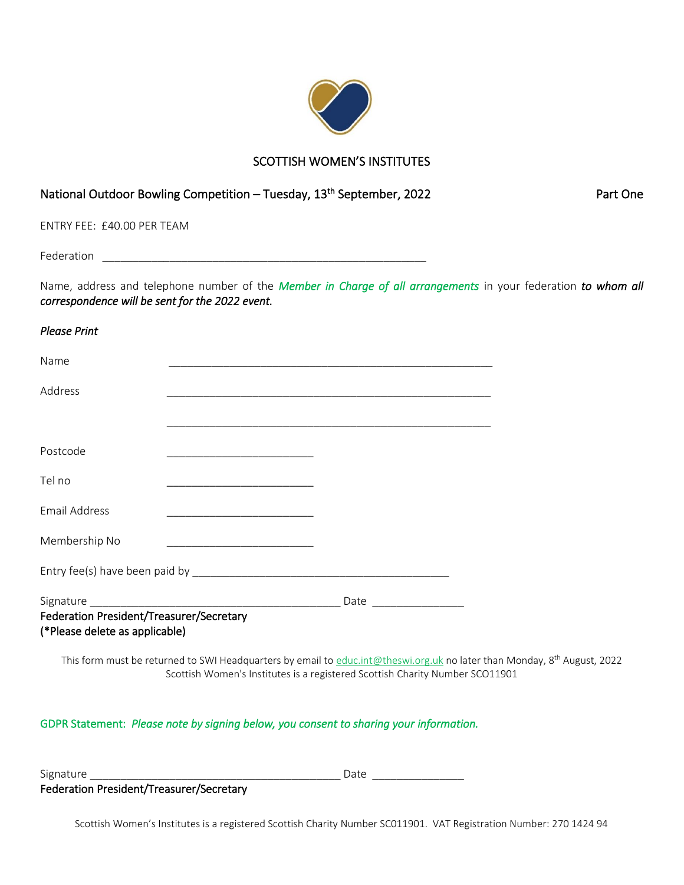# SCOTTISH WOMEN'S INSTITUTES

## National Outdoor Bowling Competition – Tuesday, 13th September, 2022 — Part One

ENTRY FEE: £40.00 PER TEAM

Federation \_\_\_\_\_\_\_\_\_\_\_\_\_\_\_\_\_\_\_\_\_\_\_\_\_\_\_\_\_\_\_\_\_\_\_\_\_\_\_\_\_\_\_\_\_\_\_\_\_\_\_\_

Name, address and telephone number of the ***Member in Charge of all arrangements*** in your federation ***to whom all correspondence will be sent for the 2022 event.***

*Please Print*

Name \_\_\_\_\_\_\_\_\_\_\_\_\_\_\_\_\_\_\_\_\_\_\_\_\_\_\_\_\_\_\_\_\_\_\_\_\_\_\_\_\_\_\_\_\_\_\_\_\_\_\_\_

Address \_\_\_\_\_\_\_\_\_\_\_\_\_\_\_\_\_\_\_\_\_\_\_\_\_\_\_\_\_\_\_\_\_\_\_\_\_\_\_\_\_\_\_\_\_\_\_\_\_\_\_\_

\_\_\_\_\_\_\_\_\_\_\_\_\_\_\_\_\_\_\_\_\_\_\_\_\_\_\_\_\_\_\_\_\_\_\_\_\_\_\_\_\_\_\_\_\_\_\_\_\_\_\_\_

Postcode \_\_\_\_\_\_\_\_\_\_\_\_\_\_\_\_\_\_\_\_\_\_\_\_\_

Tel no \_\_\_\_\_\_\_\_\_\_\_\_\_\_\_\_\_\_\_\_\_\_\_\_\_

Email Address \_\_\_\_\_\_\_\_\_\_\_\_\_\_\_\_\_\_\_\_\_\_\_\_\_

Membership No \_\_\_\_\_\_\_\_\_\_\_\_\_\_\_\_\_\_\_\_\_\_\_\_\_

Entry fee(s) have been paid by \_\_\_\_\_\_\_\_\_\_\_\_\_\_\_\_\_\_\_\_\_\_\_\_\_\_\_\_\_\_\_\_\_\_\_\_\_\_\_\_\_\_\_

Signature \_\_\_\_\_\_\_\_\_\_\_\_\_\_\_\_\_\_\_\_\_\_\_\_\_\_\_\_\_\_\_\_\_\_\_\_\_\_\_\_\_\_\_ Date \_\_\_\_\_\_\_\_\_\_\_\_\_\_\_

Federation President/Treasurer/Secretary
(*Please delete as applicable)

This form must be returned to SWI Headquarters by email to educ.int@theswi.org.uk no later than Monday, 8th August, 2022
Scottish Women's Institutes is a registered Scottish Charity Number SCO11901

GDPR Statement: *Please note by signing below, you consent to sharing your information.*

Signature \_\_\_\_\_\_\_\_\_\_\_\_\_\_\_\_\_\_\_\_\_\_\_\_\_\_\_\_\_\_\_\_\_\_\_\_\_\_\_\_\_\_\_ Date \_\_\_\_\_\_\_\_\_\_\_\_\_\_\_

Federation President/Treasurer/Secretary

Scottish Women's Institutes is a registered Scottish Charity Number SC011901. VAT Registration Number: 270 1424 94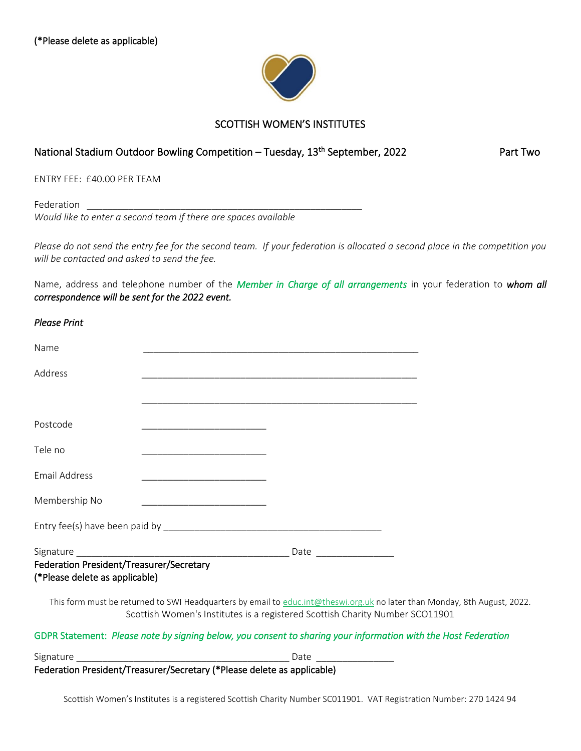(***Please delete as applicable)**

## SCOTTISH WOMEN'S INSTITUTES

### National Stadium Outdoor Bowling Competition – Tuesday, 13th September, 2022 Part Two

ENTRY FEE: £40.00 PER TEAM

Federation \_\_\_\_\_\_\_\_\_\_\_\_\_\_\_\_\_\_\_\_\_\_\_\_\_\_\_\_\_\_\_\_\_\_\_\_\_\_\_\_\_\_\_\_\_\_\_\_\_\_\_

*Would like to enter a second team if there are spaces available*

*Please do not send the entry fee for the second team. If your federation is allocated a second place in the competition you will be contacted and asked to send the fee.*

Name, address and telephone number of the ***Member in Charge of all arrangements*** in your federation to ***whom all correspondence will be sent for the 2022 event.***

***Please Print***

Name \_\_\_\_\_\_\_\_\_\_\_\_\_\_\_\_\_\_\_\_\_\_\_\_\_\_\_\_\_\_\_\_\_\_\_\_\_\_\_\_\_\_\_\_\_\_\_\_\_\_\_

Address \_\_\_\_\_\_\_\_\_\_\_\_\_\_\_\_\_\_\_\_\_\_\_\_\_\_\_\_\_\_\_\_\_\_\_\_\_\_\_\_\_\_\_\_\_\_\_\_\_\_\_

\_\_\_\_\_\_\_\_\_\_\_\_\_\_\_\_\_\_\_\_\_\_\_\_\_\_\_\_\_\_\_\_\_\_\_\_\_\_\_\_\_\_\_\_\_\_\_\_\_\_\_

Postcode \_\_\_\_\_\_\_\_\_\_\_\_\_\_\_\_\_\_\_\_\_\_\_

Tele no \_\_\_\_\_\_\_\_\_\_\_\_\_\_\_\_\_\_\_\_\_\_\_

Email Address \_\_\_\_\_\_\_\_\_\_\_\_\_\_\_\_\_\_\_\_\_\_\_

Membership No \_\_\_\_\_\_\_\_\_\_\_\_\_\_\_\_\_\_\_\_\_\_\_

Entry fee(s) have been paid by \_\_\_\_\_\_\_\_\_\_\_\_\_\_\_\_\_\_\_\_\_\_\_\_\_\_\_\_\_\_\_\_\_\_\_\_\_\_\_\_\_\_

Signature \_\_\_\_\_\_\_\_\_\_\_\_\_\_\_\_\_\_\_\_\_\_\_\_\_\_\_\_\_\_\_\_\_\_\_\_\_\_\_\_\_\_ Date \_\_\_\_\_\_\_\_\_\_\_\_\_\_\_

**Federation President/Treasurer/Secretary**
**(*Please delete as applicable)**

This form must be returned to SWI Headquarters by email to educ.int@theswi.org.uk no later than Monday, 8th August, 2022.
Scottish Women's Institutes is a registered Scottish Charity Number SCO11901

GDPR Statement: *Please note by signing below, you consent to sharing your information with the Host Federation*

Signature \_\_\_\_\_\_\_\_\_\_\_\_\_\_\_\_\_\_\_\_\_\_\_\_\_\_\_\_\_\_\_\_\_\_\_\_\_\_\_\_\_\_ Date \_\_\_\_\_\_\_\_\_\_\_\_\_\_\_

**Federation President/Treasurer/Secretary (*Please delete as applicable)**

Scottish Women's Institutes is a registered Scottish Charity Number SC011901. VAT Registration Number: 270 1424 94